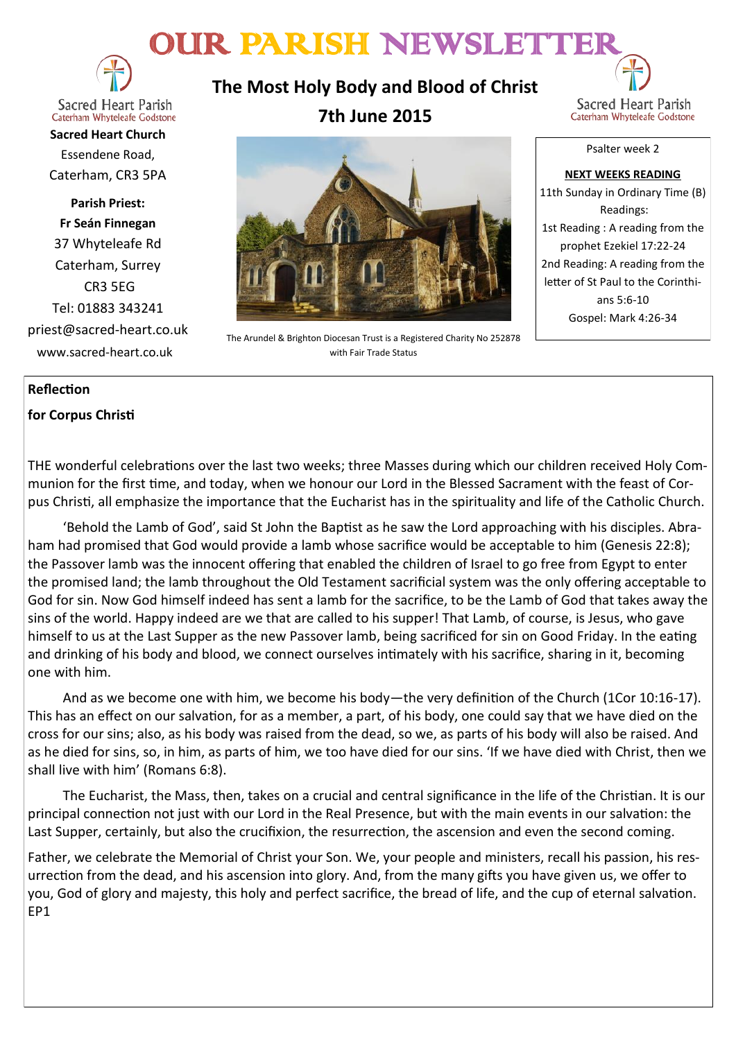# OUR PARISH NEWSLETTER

Sacred Heart Parish
Caterham Whyteleafe Godstone

**Sacred Heart Church**
Essendene Road,
Caterham, CR3 5PA

**Parish Priest:**
**Fr Seán Finnegan**
37 Whyteleafe Rd
Caterham, Surrey
CR3 5EG
Tel: 01883 343241
priest@sacred-heart.co.uk
www.sacred-heart.co.uk

## The Most Holy Body and Blood of Christ
## 7th June 2015

The Arundel & Brighton Diocesan Trust is a Registered Charity No 252878 with Fair Trade Status

Psalter week 2

**NEXT WEEKS READING**

11th Sunday in Ordinary Time (B)
Readings:
1st Reading : A reading from the prophet Ezekiel 17:22-24
2nd Reading: A reading from the letter of St Paul to the Corinthians 5:6-10
Gospel: Mark 4:26-34

**Reflection**

**for Corpus Christi**

THE wonderful celebrations over the last two weeks; three Masses during which our children received Holy Communion for the first time, and today, when we honour our Lord in the Blessed Sacrament with the feast of Corpus Christi, all emphasize the importance that the Eucharist has in the spirituality and life of the Catholic Church.

'Behold the Lamb of God', said St John the Baptist as he saw the Lord approaching with his disciples. Abraham had promised that God would provide a lamb whose sacrifice would be acceptable to him (Genesis 22:8); the Passover lamb was the innocent offering that enabled the children of Israel to go free from Egypt to enter the promised land; the lamb throughout the Old Testament sacrificial system was the only offering acceptable to God for sin. Now God himself indeed has sent a lamb for the sacrifice, to be the Lamb of God that takes away the sins of the world. Happy indeed are we that are called to his supper! That Lamb, of course, is Jesus, who gave himself to us at the Last Supper as the new Passover lamb, being sacrificed for sin on Good Friday. In the eating and drinking of his body and blood, we connect ourselves intimately with his sacrifice, sharing in it, becoming one with him.

And as we become one with him, we become his body—the very definition of the Church (1Cor 10:16-17). This has an effect on our salvation, for as a member, a part, of his body, one could say that we have died on the cross for our sins; also, as his body was raised from the dead, so we, as parts of his body will also be raised. And as he died for sins, so, in him, as parts of him, we too have died for our sins. 'If we have died with Christ, then we shall live with him' (Romans 6:8).

The Eucharist, the Mass, then, takes on a crucial and central significance in the life of the Christian. It is our principal connection not just with our Lord in the Real Presence, but with the main events in our salvation: the Last Supper, certainly, but also the crucifixion, the resurrection, the ascension and even the second coming.

Father, we celebrate the Memorial of Christ your Son. We, your people and ministers, recall his passion, his resurrection from the dead, and his ascension into glory. And, from the many gifts you have given us, we offer to you, God of glory and majesty, this holy and perfect sacrifice, the bread of life, and the cup of eternal salvation. EP1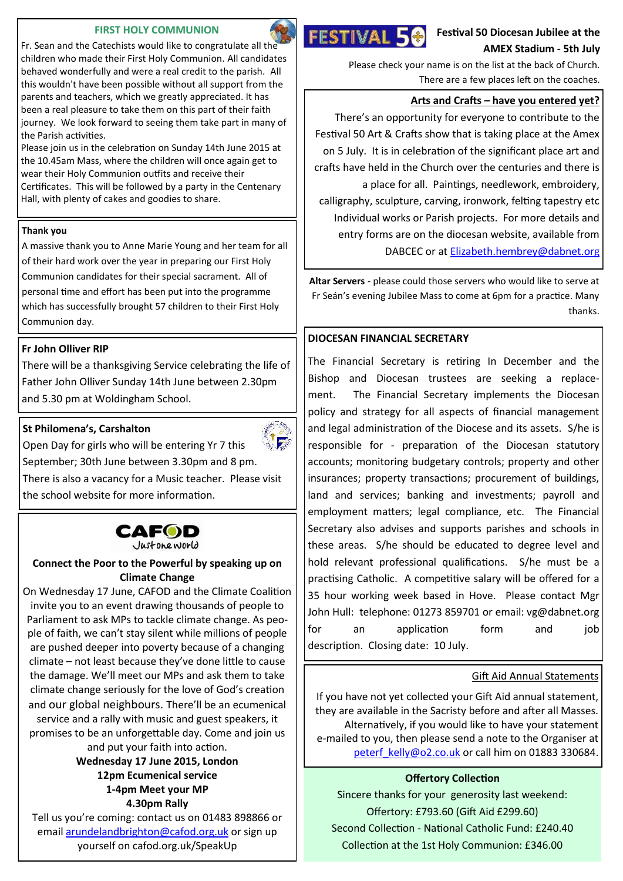## FIRST HOLY COMMUNION

Fr. Sean and the Catechists would like to congratulate all the children who made their First Holy Communion. All candidates behaved wonderfully and were a real credit to the parish. All this wouldn't have been possible without all support from the parents and teachers, which we greatly appreciated. It has been a real pleasure to take them on this part of their faith journey. We look forward to seeing them take part in many of the Parish activities.

Please join us in the celebration on Sunday 14th June 2015 at the 10.45am Mass, where the children will once again get to wear their Holy Communion outfits and receive their Certificates. This will be followed by a party in the Centenary Hall, with plenty of cakes and goodies to share.

### Thank you

A massive thank you to Anne Marie Young and her team for all of their hard work over the year in preparing our First Holy Communion candidates for their special sacrament. All of personal time and effort has been put into the programme which has successfully brought 57 children to their First Holy Communion day.

### Fr John Olliver RIP

There will be a thanksgiving Service celebrating the life of Father John Olliver Sunday 14th June between 2.30pm and 5.30 pm at Woldingham School.

### St Philomena's, Carshalton

Open Day for girls who will be entering Yr 7 this September; 30th June between 3.30pm and 8 pm. There is also a vacancy for a Music teacher. Please visit the school website for more information.

### CAFOD Just one world

**Connect the Poor to the Powerful by speaking up on Climate Change**

On Wednesday 17 June, CAFOD and the Climate Coalition invite you to an event drawing thousands of people to Parliament to ask MPs to tackle climate change. As people of faith, we can't stay silent while millions of people are pushed deeper into poverty because of a changing climate – not least because they've done little to cause the damage. We'll meet our MPs and ask them to take climate change seriously for the love of God's creation and our global neighbours. There'll be an ecumenical service and a rally with music and guest speakers, it promises to be an unforgettable day. Come and join us and put your faith into action.

**Wednesday 17 June 2015, London**
**12pm Ecumenical service**
**1-4pm Meet your MP**
**4.30pm Rally**

Tell us you're coming: contact us on 01483 898866 or email arundelandbrighton@cafod.org.uk or sign up yourself on cafod.org.uk/SpeakUp

## FESTIVAL 50 — Festival 50 Diocesan Jubilee at the AMEX Stadium - 5th July

Please check your name is on the list at the back of Church. There are a few places left on the coaches.

### Arts and Crafts – have you entered yet?

There's an opportunity for everyone to contribute to the Festival 50 Art & Crafts show that is taking place at the Amex on 5 July. It is in celebration of the significant place art and crafts have held in the Church over the centuries and there is a place for all. Paintings, needlework, embroidery, calligraphy, sculpture, carving, ironwork, felting tapestry etc Individual works or Parish projects. For more details and entry forms are on the diocesan website, available from DABCEC or at Elizabeth.hembrey@dabnet.org

**Altar Servers** - please could those servers who would like to serve at Fr Seán's evening Jubilee Mass to come at 6pm for a practice. Many thanks.

### DIOCESAN FINANCIAL SECRETARY

The Financial Secretary is retiring In December and the Bishop and Diocesan trustees are seeking a replacement. The Financial Secretary implements the Diocesan policy and strategy for all aspects of financial management and legal administration of the Diocese and its assets. S/he is responsible for - preparation of the Diocesan statutory accounts; monitoring budgetary controls; property and other insurances; property transactions; procurement of buildings, land and services; banking and investments; payroll and employment matters; legal compliance, etc. The Financial Secretary also advises and supports parishes and schools in these areas. S/he should be educated to degree level and hold relevant professional qualifications. S/he must be a practising Catholic. A competitive salary will be offered for a 35 hour working week based in Hove. Please contact Mgr John Hull: telephone: 01273 859701 or email: vg@dabnet.org for an application form and job description. Closing date: 10 July.

### Gift Aid Annual Statements

If you have not yet collected your Gift Aid annual statement, they are available in the Sacristy before and after all Masses. Alternatively, if you would like to have your statement e-mailed to you, then please send a note to the Organiser at peterf_kelly@o2.co.uk or call him on 01883 330684.

### Offertory Collection

Sincere thanks for your generosity last weekend:
Offertory: £793.60 (Gift Aid £299.60)
Second Collection - National Catholic Fund: £240.40
Collection at the 1st Holy Communion: £346.00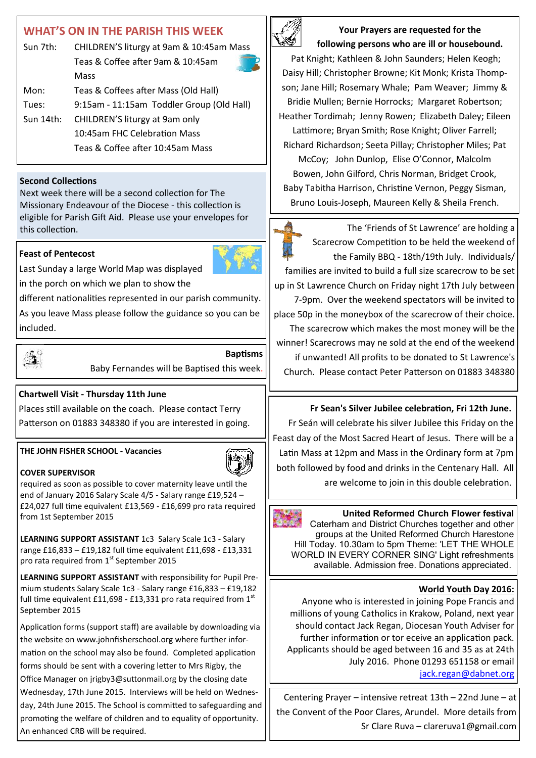## WHAT'S ON IN THE PARISH THIS WEEK

| | |
|---|---|
| Sun 7th: | CHILDREN'S liturgy at 9am & 10:45am Mass<br>Teas & Coffee after 9am & 10:45am Mass |
| Mon: | Teas & Coffees after Mass (Old Hall) |
| Tues: | 9:15am - 11:15am Toddler Group (Old Hall) |
| Sun 14th: | CHILDREN'S liturgy at 9am only<br>10:45am FHC Celebration Mass<br>Teas & Coffee after 10:45am Mass |

**Second Collections**

Next week there will be a second collection for The Missionary Endeavour of the Diocese - this collection is eligible for Parish Gift Aid. Please use your envelopes for this collection.

**Feast of Pentecost**

Last Sunday a large World Map was displayed in the porch on which we plan to show the different nationalities represented in our parish community. As you leave Mass please follow the guidance so you can be included.

**Baptisms**

Baby Fernandes will be Baptised this week.

**Chartwell Visit - Thursday 11th June**

Places still available on the coach. Please contact Terry Patterson on 01883 348380 if you are interested in going.

**THE JOHN FISHER SCHOOL - Vacancies**

**COVER SUPERVISOR**

required as soon as possible to cover maternity leave until the end of January 2016 Salary Scale 4/5 - Salary range £19,524 – £24,027 full time equivalent £13,569 - £16,699 pro rata required from 1st September 2015

**LEARNING SUPPORT ASSISTANT** 1c3 Salary Scale 1c3 - Salary range £16,833 – £19,182 full time equivalent £11,698 - £13,331 pro rata required from 1st September 2015

**LEARNING SUPPORT ASSISTANT** with responsibility for Pupil Premium students Salary Scale 1c3 - Salary range £16,833 – £19,182 full time equivalent £11,698 - £13,331 pro rata required from 1st September 2015

Application forms (support staff) are available by downloading via the website on www.johnfisherschool.org where further information on the school may also be found. Completed application forms should be sent with a covering letter to Mrs Rigby, the Office Manager on jrigby3@suttonmail.org by the closing date Wednesday, 17th June 2015. Interviews will be held on Wednesday, 24th June 2015. The School is committed to safeguarding and promoting the welfare of children and to equality of opportunity. An enhanced CRB will be required.

**Your Prayers are requested for the following persons who are ill or housebound.**

Pat Knight; Kathleen & John Saunders; Helen Keogh; Daisy Hill; Christopher Browne; Kit Monk; Krista Thompson; Jane Hill; Rosemary Whale; Pam Weaver; Jimmy & Bridie Mullen; Bernie Horrocks; Margaret Robertson; Heather Tordimah; Jenny Rowen; Elizabeth Daley; Eileen Lattimore; Bryan Smith; Rose Knight; Oliver Farrell; Richard Richardson; Seeta Pillay; Christopher Miles; Pat McCoy; John Dunlop, Elise O'Connor, Malcolm Bowen, John Gilford, Chris Norman, Bridget Crook, Baby Tabitha Harrison, Christine Vernon, Peggy Sisman, Bruno Louis-Joseph, Maureen Kelly & Sheila French.

The 'Friends of St Lawrence' are holding a Scarecrow Competition to be held the weekend of the Family BBQ - 18th/19th July. Individuals/ families are invited to build a full size scarecrow to be set up in St Lawrence Church on Friday night 17th July between 7-9pm. Over the weekend spectators will be invited to place 50p in the moneybox of the scarecrow of their choice. The scarecrow which makes the most money will be the winner! Scarecrows may ne sold at the end of the weekend if unwanted! All profits to be donated to St Lawrence's Church. Please contact Peter Patterson on 01883 348380

**Fr Sean's Silver Jubilee celebration, Fri 12th June.**

Fr Seán will celebrate his silver Jubilee this Friday on the Feast day of the Most Sacred Heart of Jesus. There will be a Latin Mass at 12pm and Mass in the Ordinary form at 7pm both followed by food and drinks in the Centenary Hall. All are welcome to join in this double celebration.

**United Reformed Church Flower festival**

Caterham and District Churches together and other groups at the United Reformed Church Harestone Hill Today. 10.30am to 5pm Theme: 'LET THE WHOLE WORLD IN EVERY CORNER SING' Light refreshments available. Admission free. Donations appreciated.

**World Youth Day 2016:**

Anyone who is interested in joining Pope Francis and millions of young Catholics in Krakow, Poland, next year should contact Jack Regan, Diocesan Youth Adviser for further information or tor eceive an application pack. Applicants should be aged between 16 and 35 as at 24th July 2016. Phone 01293 651158 or email jack.regan@dabnet.org

Centering Prayer – intensive retreat 13th – 22nd June – at the Convent of the Poor Clares, Arundel. More details from Sr Clare Ruva – clareruva1@gmail.com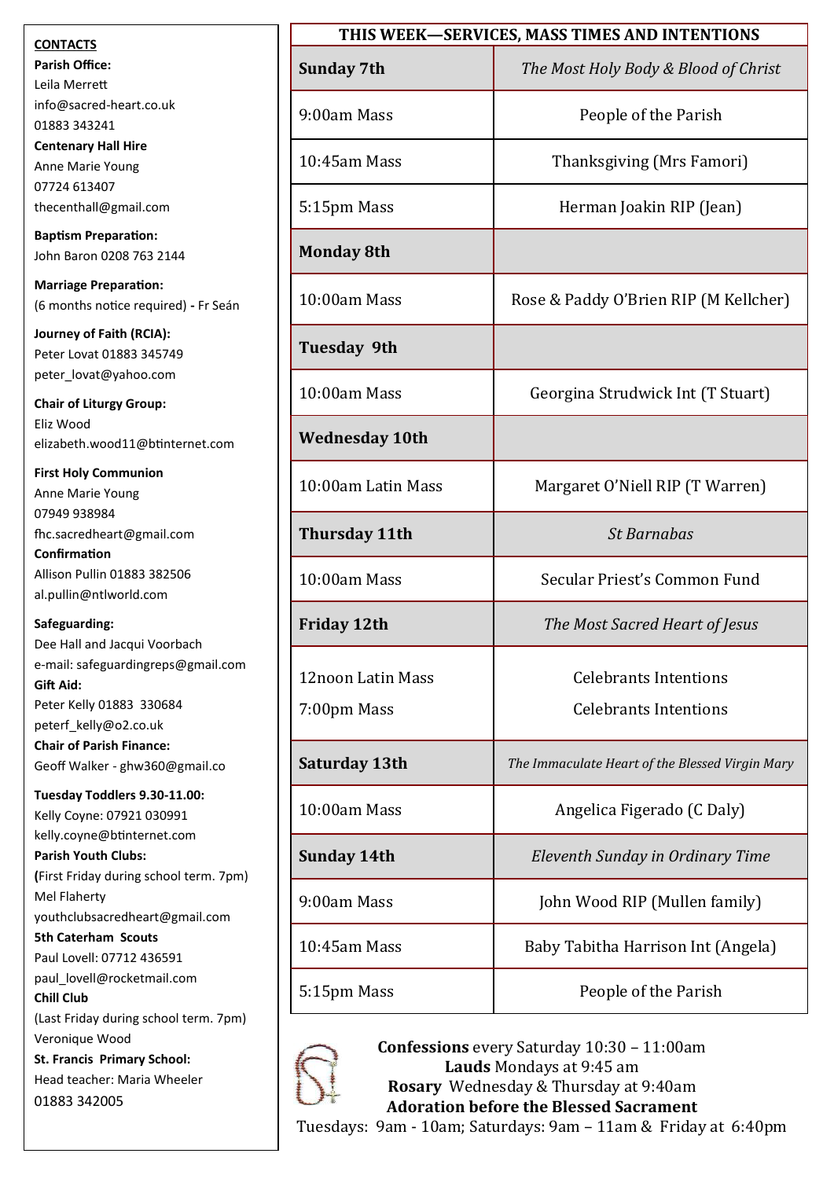**CONTACTS**

**Parish Office:**
Leila Merrett
info@sacred-heart.co.uk
01883 343241

**Centenary Hall Hire**
Anne Marie Young
07724 613407
thecenthall@gmail.com

**Baptism Preparation:**
John Baron 0208 763 2144

**Marriage Preparation:**
(6 months notice required) **-** Fr Seán

**Journey of Faith (RCIA):**
Peter Lovat 01883 345749
peter_lovat@yahoo.com

**Chair of Liturgy Group:**
Eliz Wood
elizabeth.wood11@btinternet.com

**First Holy Communion**
Anne Marie Young
07949 938984
fhc.sacredheart@gmail.com

**Confirmation**
Allison Pullin 01883 382506
al.pullin@ntlworld.com

**Safeguarding:**
Dee Hall and Jacqui Voorbach
e-mail: safeguardingreps@gmail.com

**Gift Aid:**
Peter Kelly 01883 330684
peterf_kelly@o2.co.uk

**Chair of Parish Finance:**
Geoff Walker - ghw360@gmail.co

**Tuesday Toddlers 9.30-11.00:**
Kelly Coyne: 07921 030991
kelly.coyne@btinternet.com

**Parish Youth Clubs:**
**(**First Friday during school term. 7pm)
Mel Flaherty
youthclubsacredheart@gmail.com

**5th Caterham Scouts**
Paul Lovell: 07712 436591
paul_lovell@rocketmail.com

**Chill Club**
(Last Friday during school term. 7pm)
Veronique Wood

**St. Francis Primary School:**
Head teacher: Maria Wheeler
01883 342005

## THIS WEEK—SERVICES, MASS TIMES AND INTENTIONS

| | |
|---|---|
| **Sunday 7th** | *The Most Holy Body & Blood of Christ* |
| 9:00am Mass | People of the Parish |
| 10:45am Mass | Thanksgiving (Mrs Famori) |
| 5:15pm Mass | Herman Joakin RIP (Jean) |
| **Monday 8th** | |
| 10:00am Mass | Rose & Paddy O'Brien RIP (M Kellcher) |
| **Tuesday 9th** | |
| 10:00am Mass | Georgina Strudwick Int (T Stuart) |
| **Wednesday 10th** | |
| 10:00am Latin Mass | Margaret O'Niell RIP (T Warren) |
| **Thursday 11th** | *St Barnabas* |
| 10:00am Mass | Secular Priest's Common Fund |
| **Friday 12th** | *The Most Sacred Heart of Jesus* |
| 12noon Latin Mass<br>7:00pm Mass | Celebrants Intentions<br>Celebrants Intentions |
| **Saturday 13th** | *The Immaculate Heart of the Blessed Virgin Mary* |
| 10:00am Mass | Angelica Figerado (C Daly) |
| **Sunday 14th** | *Eleventh Sunday in Ordinary Time* |
| 9:00am Mass | John Wood RIP (Mullen family) |
| 10:45am Mass | Baby Tabitha Harrison Int (Angela) |
| 5:15pm Mass | People of the Parish |

**Confessions** every Saturday 10:30 – 11:00am
**Lauds** Mondays at 9:45 am
**Rosary** Wednesday & Thursday at 9:40am
**Adoration before the Blessed Sacrament**
Tuesdays: 9am - 10am; Saturdays: 9am – 11am & Friday at 6:40pm